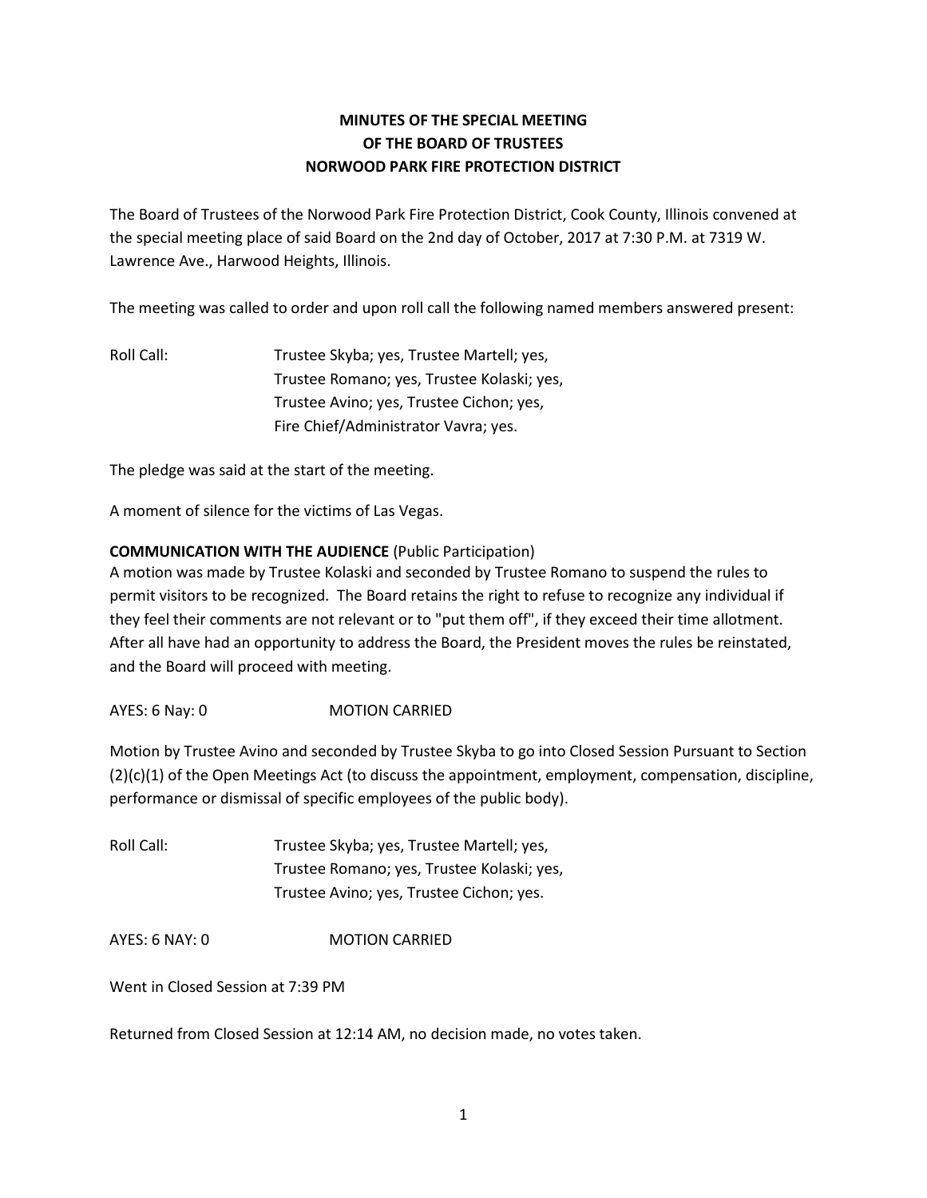# MINUTES OF THE SPECIAL MEETING
# OF THE BOARD OF TRUSTEES
# NORWOOD PARK FIRE PROTECTION DISTRICT

The Board of Trustees of the Norwood Park Fire Protection District, Cook County, Illinois convened at the special meeting place of said Board on the 2nd day of October, 2017 at 7:30 P.M. at 7319 W. Lawrence Ave., Harwood Heights, Illinois.

The meeting was called to order and upon roll call the following named members answered present:

Roll Call: Trustee Skyba; yes, Trustee Martell; yes,
Trustee Romano; yes, Trustee Kolaski; yes,
Trustee Avino; yes, Trustee Cichon; yes,
Fire Chief/Administrator Vavra; yes.

The pledge was said at the start of the meeting.

A moment of silence for the victims of Las Vegas.

**COMMUNICATION WITH THE AUDIENCE** (Public Participation)
A motion was made by Trustee Kolaski and seconded by Trustee Romano to suspend the rules to permit visitors to be recognized. The Board retains the right to refuse to recognize any individual if they feel their comments are not relevant or to "put them off", if they exceed their time allotment. After all have had an opportunity to address the Board, the President moves the rules be reinstated, and the Board will proceed with meeting.

AYES: 6 Nay: 0 MOTION CARRIED

Motion by Trustee Avino and seconded by Trustee Skyba to go into Closed Session Pursuant to Section (2)(c)(1) of the Open Meetings Act (to discuss the appointment, employment, compensation, discipline, performance or dismissal of specific employees of the public body).

Roll Call: Trustee Skyba; yes, Trustee Martell; yes,
Trustee Romano; yes, Trustee Kolaski; yes,
Trustee Avino; yes, Trustee Cichon; yes.

AYES: 6 NAY: 0 MOTION CARRIED

Went in Closed Session at 7:39 PM

Returned from Closed Session at 12:14 AM, no decision made, no votes taken.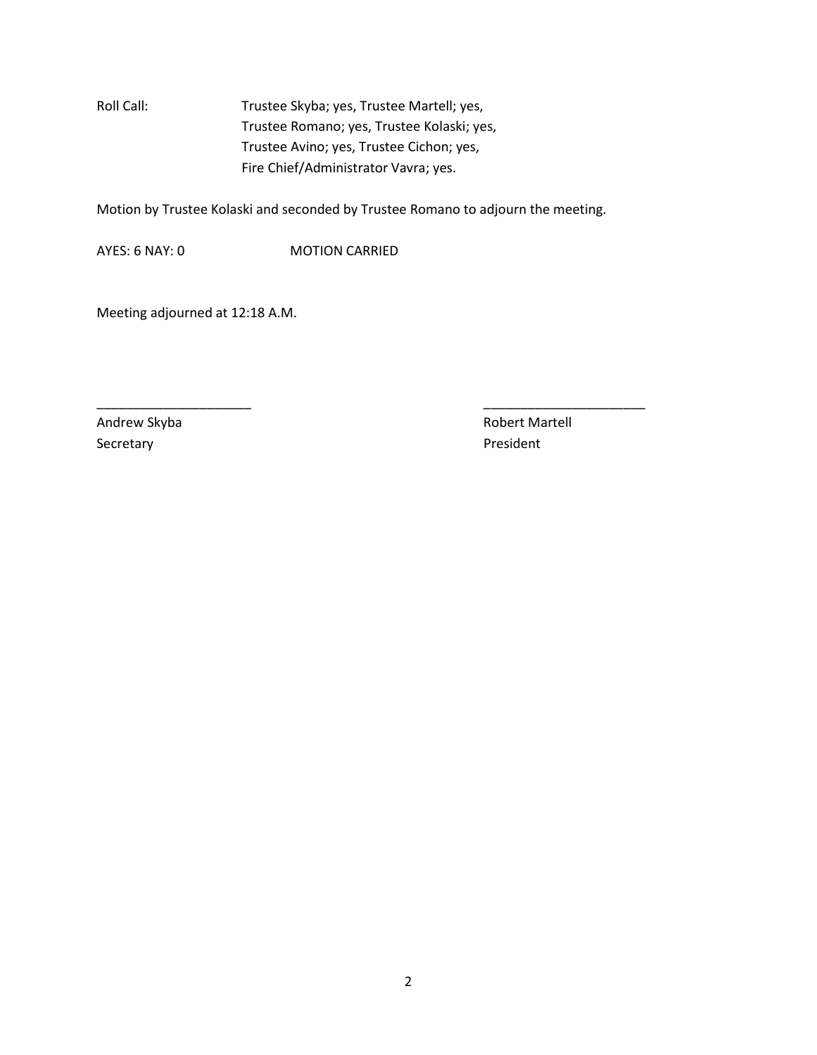Roll Call: Trustee Skyba; yes, Trustee Martell; yes,
Trustee Romano; yes, Trustee Kolaski; yes,
Trustee Avino; yes, Trustee Cichon; yes,
Fire Chief/Administrator Vavra; yes.

Motion by Trustee Kolaski and seconded by Trustee Romano to adjourn the meeting.

AYES: 6 NAY: 0 MOTION CARRIED

Meeting adjourned at 12:18 A.M.

_____________________ _____________________

Andrew Skyba
Secretary

Robert Martell
President